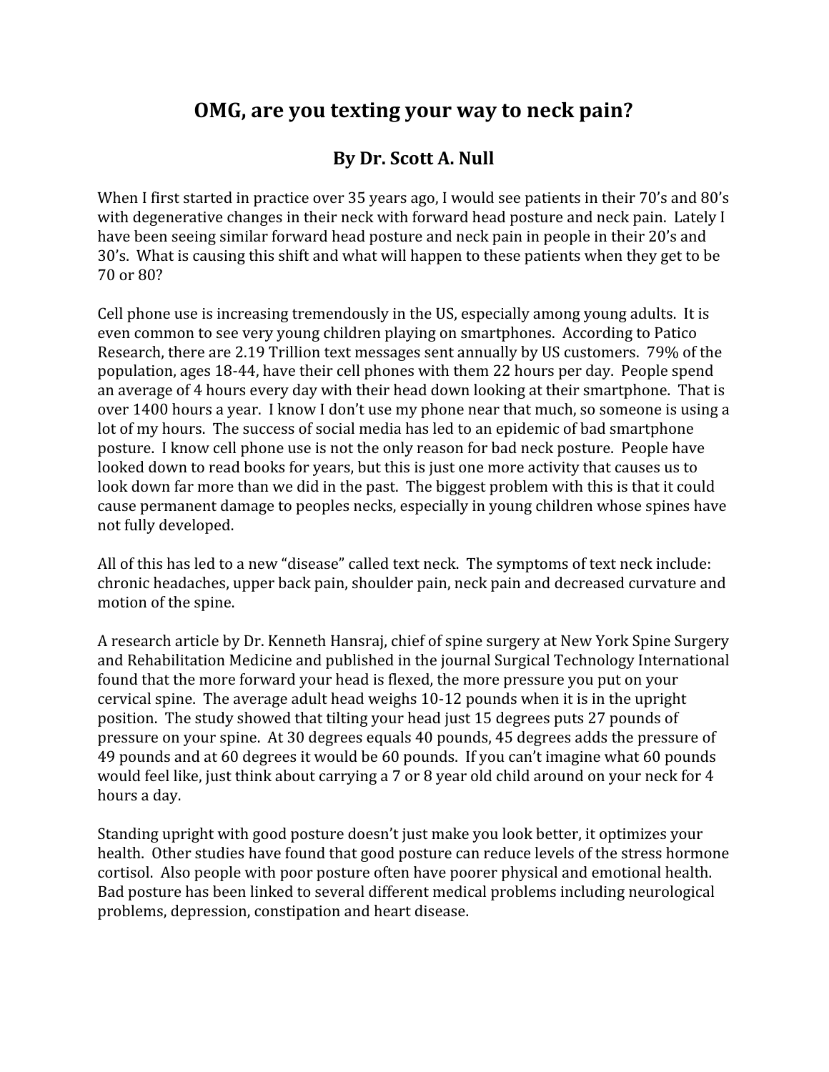# OMG, are you texting your way to neck pain?

## By Dr. Scott A. Null

When I first started in practice over 35 years ago, I would see patients in their 70's and 80's with degenerative changes in their neck with forward head posture and neck pain. Lately I have been seeing similar forward head posture and neck pain in people in their 20's and 30's. What is causing this shift and what will happen to these patients when they get to be 70 or 80?

Cell phone use is increasing tremendously in the US, especially among young adults. It is even common to see very young children playing on smartphones. According to Patico Research, there are 2.19 Trillion text messages sent annually by US customers. 79% of the population, ages 18-44, have their cell phones with them 22 hours per day. People spend an average of 4 hours every day with their head down looking at their smartphone. That is over 1400 hours a year. I know I don't use my phone near that much, so someone is using a lot of my hours. The success of social media has led to an epidemic of bad smartphone posture. I know cell phone use is not the only reason for bad neck posture. People have looked down to read books for years, but this is just one more activity that causes us to look down far more than we did in the past. The biggest problem with this is that it could cause permanent damage to peoples necks, especially in young children whose spines have not fully developed.

All of this has led to a new "disease" called text neck. The symptoms of text neck include: chronic headaches, upper back pain, shoulder pain, neck pain and decreased curvature and motion of the spine.

A research article by Dr. Kenneth Hansraj, chief of spine surgery at New York Spine Surgery and Rehabilitation Medicine and published in the journal Surgical Technology International found that the more forward your head is flexed, the more pressure you put on your cervical spine. The average adult head weighs 10-12 pounds when it is in the upright position. The study showed that tilting your head just 15 degrees puts 27 pounds of pressure on your spine. At 30 degrees equals 40 pounds, 45 degrees adds the pressure of 49 pounds and at 60 degrees it would be 60 pounds. If you can't imagine what 60 pounds would feel like, just think about carrying a 7 or 8 year old child around on your neck for 4 hours a day.

Standing upright with good posture doesn't just make you look better, it optimizes your health. Other studies have found that good posture can reduce levels of the stress hormone cortisol. Also people with poor posture often have poorer physical and emotional health. Bad posture has been linked to several different medical problems including neurological problems, depression, constipation and heart disease.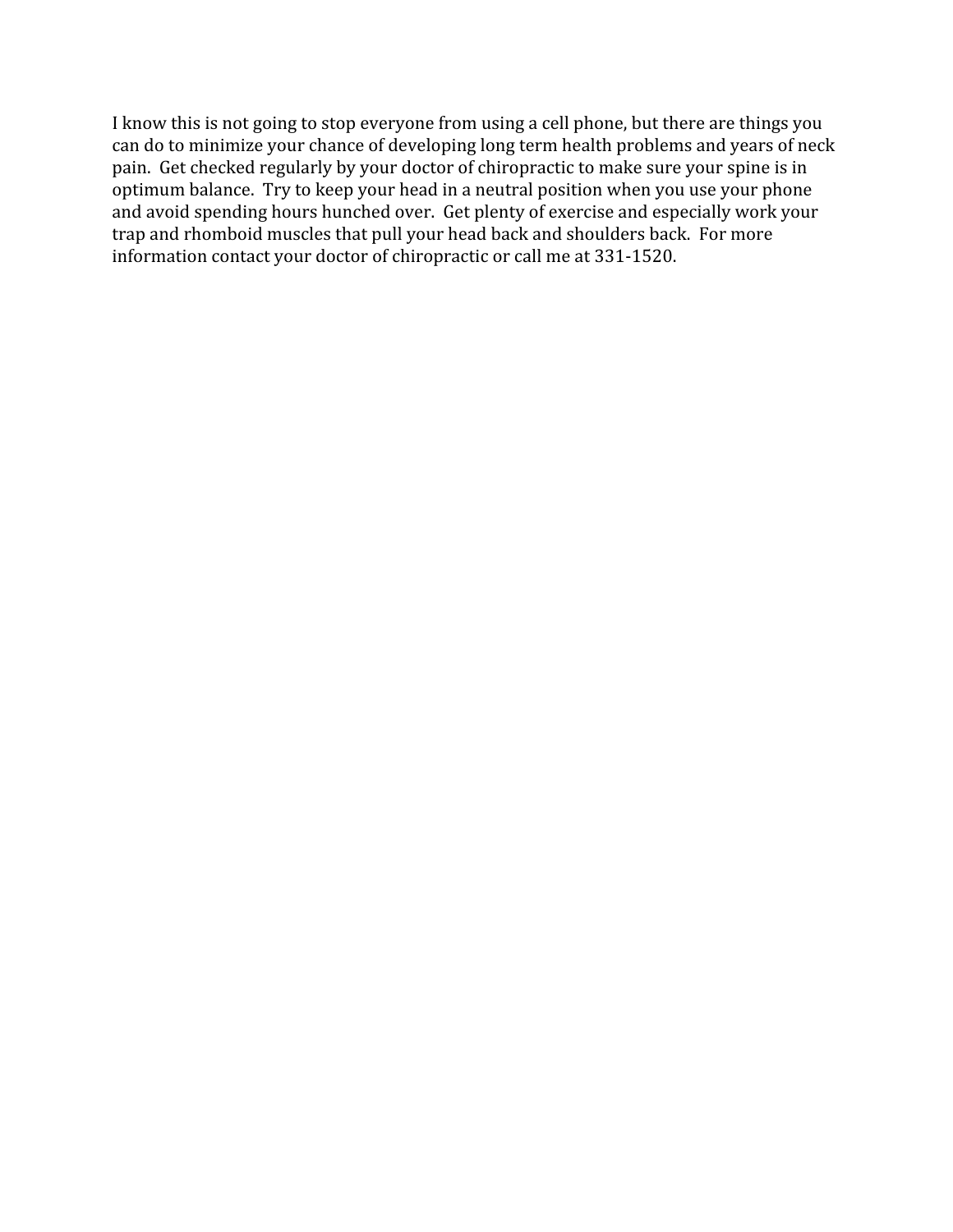I know this is not going to stop everyone from using a cell phone, but there are things you can do to minimize your chance of developing long term health problems and years of neck pain. Get checked regularly by your doctor of chiropractic to make sure your spine is in optimum balance. Try to keep your head in a neutral position when you use your phone and avoid spending hours hunched over. Get plenty of exercise and especially work your trap and rhomboid muscles that pull your head back and shoulders back. For more information contact your doctor of chiropractic or call me at 331-1520.